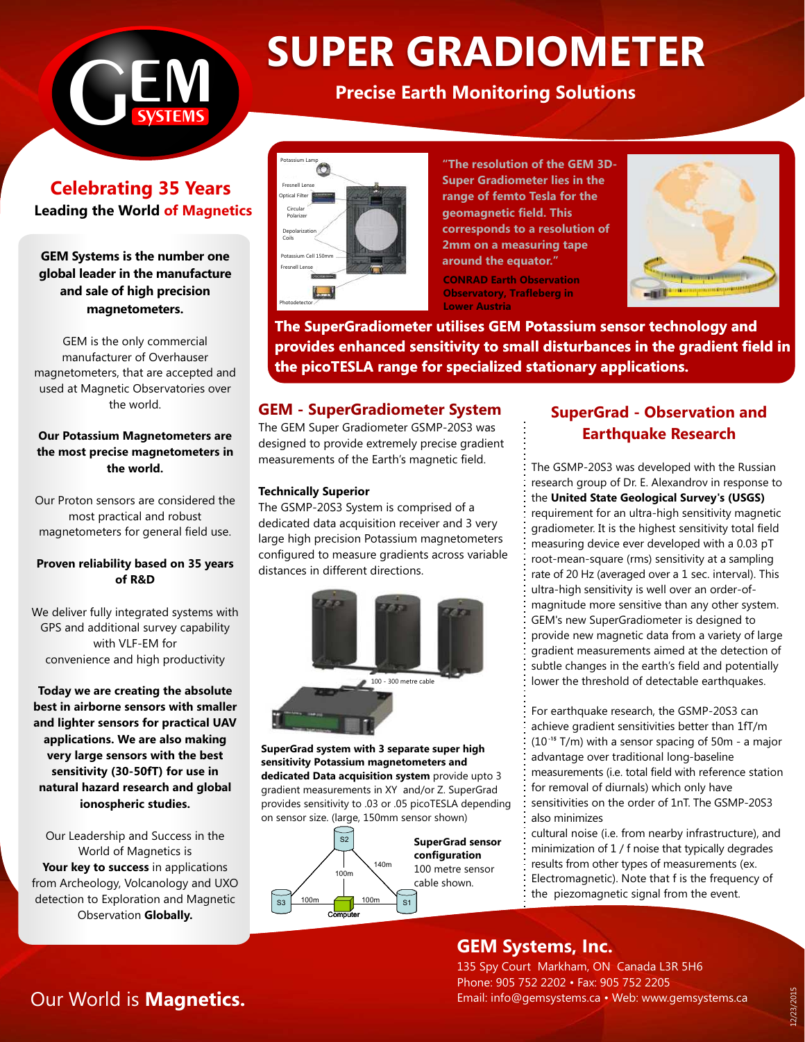# SUPER GRADIOMETER

**Precise Earth Monitoring Solutions**

## Celebrating 35 Years

**Leading the World of Magnetics**

**GEM Systems is the number one global leader in the manufacture and sale of high precision magnetometers.**

GEM is the only commercial manufacturer of Overhauser magnetometers, that are accepted and used at Magnetic Observatories over the world.

**Our Potassium Magnetometers are the most precise magnetometers in the world.**

Our Proton sensors are considered the most practical and robust magnetometers for general field use.

**Proven reliability based on 35 years of R&D**

We deliver fully integrated systems with GPS and additional survey capability with VLF-EM for convenience and high productivity

**Today we are creating the absolute best in airborne sensors with smaller and lighter sensors for practical UAV applications. We are also making very large sensors with the best sensitivity (30-50fT) for use in natural hazard research and global ionospheric studies.**

Our Leadership and Success in the World of Magnetics is **Your key to success** in applications from Archeology, Volcanology and UXO detection to Exploration and Magnetic Observation **Globally.**

Potassium Lamp, Fresnell Lense, Optical Filter, Circular Polarizer, Depolarization Coils, Potassium Cell 150mm, Fresnell Lense, Photodetector

**"The resolution of the GEM 3D-Super Gradiometer lies in the range of femto Tesla for the geomagnetic field. This corresponds to a resolution of 2mm on a measuring tape around the equator."**

**CONRAD Earth Observation Observatory, Trafleberg in Lower Austria**

**The SuperGradiometer utilises GEM Potassium sensor technology and provides enhanced sensitivity to small disturbances in the gradient field in the picoTESLA range for specialized stationary applications.**

## GEM - SuperGradiometer System

The GEM Super Gradiometer GSMP-20S3 was designed to provide extremely precise gradient measurements of the Earth's magnetic field.

### Technically Superior

The GSMP-20S3 System is comprised of a dedicated data acquisition receiver and 3 very large high precision Potassium magnetometers configured to measure gradients across variable distances in different directions.

100 - 300 metre cable

**SuperGrad system with 3 separate super high sensitivity Potassium magnetometers and dedicated Data acquisition system** provide upto 3 gradient measurements in XY and/or Z. SuperGrad provides sensitivity to .03 or .05 picoTESLA depending on sensor size. (large, 150mm sensor shown)

S2, S3, S1, Computer, 100m, 100m, 100m, 140m

**SuperGrad sensor configuration**
100 metre sensor cable shown.

## SuperGrad - Observation and Earthquake Research

The GSMP-20S3 was developed with the Russian research group of Dr. E. Alexandrov in response to the **United State Geological Survey's (USGS)** requirement for an ultra-high sensitivity magnetic gradiometer. It is the highest sensitivity total field measuring device ever developed with a 0.03 pT root-mean-square (rms) sensitivity at a sampling rate of 20 Hz (averaged over a 1 sec. interval). This ultra-high sensitivity is well over an order-of-magnitude more sensitive than any other system. GEM's new SuperGradiometer is designed to provide new magnetic data from a variety of large gradient measurements aimed at the detection of subtle changes in the earth's field and potentially lower the threshold of detectable earthquakes.

For earthquake research, the GSMP-20S3 can achieve gradient sensitivities better than 1fT/m ($10^{-15}$ T/m) with a sensor spacing of 50m - a major advantage over traditional long-baseline measurements (i.e. total field with reference station for removal of diurnals) which only have sensitivities on the order of 1nT. The GSMP-20S3 also minimizes cultural noise (i.e. from nearby infrastructure), and minimization of 1 / f noise that typically degrades results from other types of measurements (ex. Electromagnetic). Note that f is the frequency of the piezomagnetic signal from the event.

## GEM Systems, Inc.

135 Spy Court Markham, ON Canada L3R 5H6
Phone: 905 752 2202 • Fax: 905 752 2205
Email: info@gemsystems.ca • Web: www.gemsystems.ca

Our World is **Magnetics.**

12/23/2015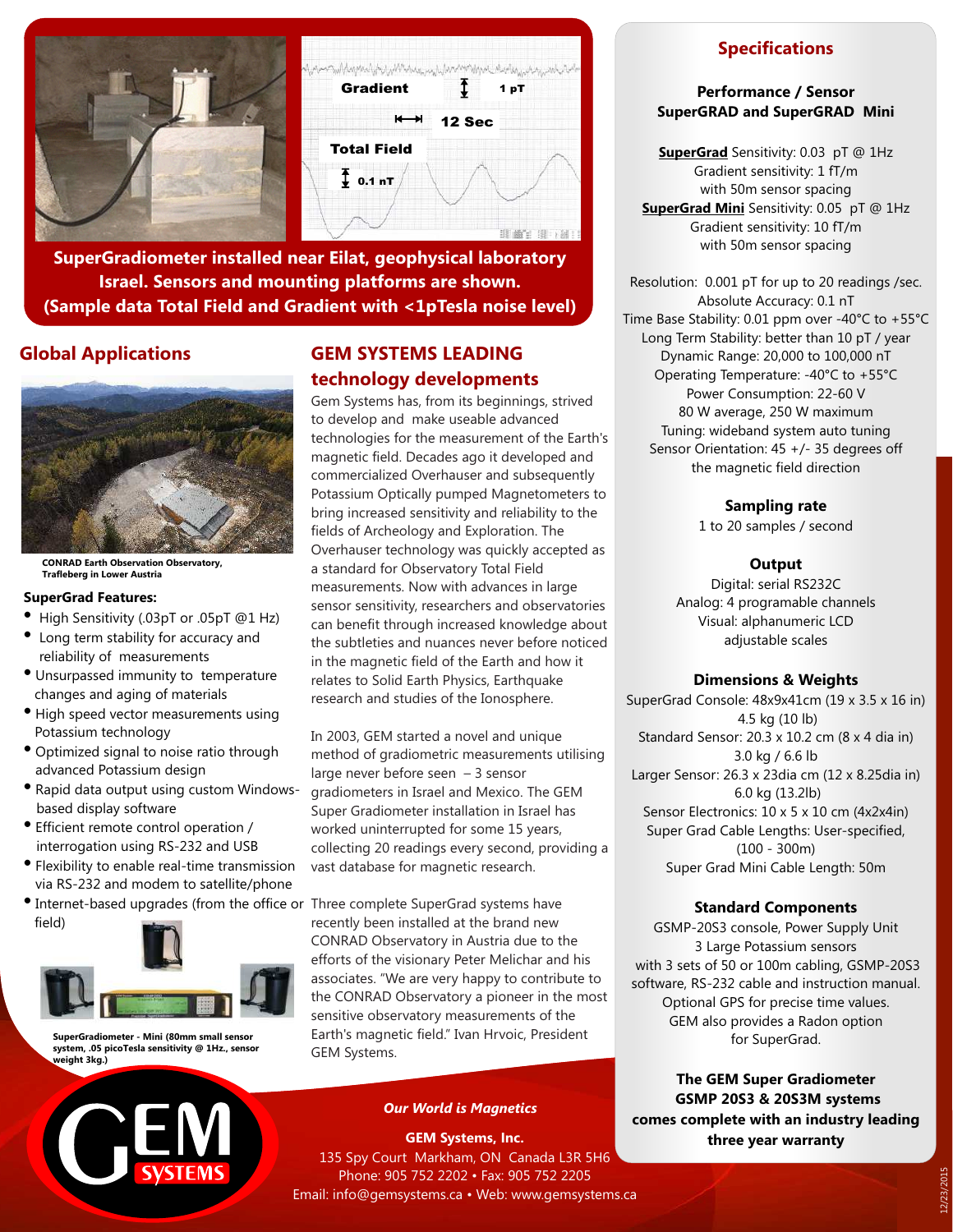Gradient

1 pT

12 Sec

Total Field

0.1 nT

**SuperGradiometer installed near Eilat, geophysical laboratory Israel. Sensors and mounting platforms are shown. (Sample data Total Field and Gradient with <1pTesla noise level)**

## Global Applications

**CONRAD Earth Observation Observatory, Trafleberg in Lower Austria**

### SuperGrad Features:

- High Sensitivity (.03pT or .05pT @1 Hz)
- Long term stability for accuracy and reliability of measurements
- Unsurpassed immunity to temperature changes and aging of materials
- High speed vector measurements using Potassium technology
- Optimized signal to noise ratio through advanced Potassium design
- Rapid data output using custom Windows-based display software
- Efficient remote control operation / interrogation using RS-232 and USB
- Flexibility to enable real-time transmission via RS-232 and modem to satellite/phone
- Internet-based upgrades (from the office or field)

**SuperGradiometer - Mini (80mm small sensor system, .05 picoTesla sensitivity @ 1Hz., sensor weight 3kg.)**

## GEM SYSTEMS LEADING technology developments

Gem Systems has, from its beginnings, strived to develop and make useable advanced technologies for the measurement of the Earth's magnetic field. Decades ago it developed and commercialized Overhauser and subsequently Potassium Optically pumped Magnetometers to bring increased sensitivity and reliability to the fields of Archeology and Exploration. The Overhauser technology was quickly accepted as a standard for Observatory Total Field measurements. Now with advances in large sensor sensitivity, researchers and observatories can benefit through increased knowledge about the subtleties and nuances never before noticed in the magnetic field of the Earth and how it relates to Solid Earth Physics, Earthquake research and studies of the Ionosphere.

In 2003, GEM started a novel and unique method of gradiometric measurements utilising large never before seen – 3 sensor gradiometers in Israel and Mexico. The GEM Super Gradiometer installation in Israel has worked uninterrupted for some 15 years, collecting 20 readings every second, providing a vast database for magnetic research.

Three complete SuperGrad systems have recently been installed at the brand new CONRAD Observatory in Austria due to the efforts of the visionary Peter Melichar and his associates. "We are very happy to contribute to the CONRAD Observatory a pioneer in the most sensitive observatory measurements of the Earth's magnetic field." Ivan Hrvoic, President GEM Systems.

## Specifications

### Performance / Sensor SuperGRAD and SuperGRAD Mini

**SuperGrad** Sensitivity: 0.03 pT @ 1Hz
Gradient sensitivity: 1 fT/m
with 50m sensor spacing
**SuperGrad Mini** Sensitivity: 0.05 pT @ 1Hz
Gradient sensitivity: 10 fT/m
with 50m sensor spacing

Resolution: 0.001 pT for up to 20 readings /sec.
Absolute Accuracy: 0.1 nT
Time Base Stability: 0.01 ppm over -40°C to +55°C
Long Term Stability: better than 10 pT / year
Dynamic Range: 20,000 to 100,000 nT
Operating Temperature: -40°C to +55°C
Power Consumption: 22-60 V
80 W average, 250 W maximum
Tuning: wideband system auto tuning
Sensor Orientation: 45 +/- 35 degrees off the magnetic field direction

### Sampling rate

1 to 20 samples / second

### Output

Digital: serial RS232C
Analog: 4 programable channels
Visual: alphanumeric LCD
adjustable scales

### Dimensions & Weights

SuperGrad Console: 48x9x41cm (19 x 3.5 x 16 in)
4.5 kg (10 lb)
Standard Sensor: 20.3 x 10.2 cm (8 x 4 dia in)
3.0 kg / 6.6 lb
Larger Sensor: 26.3 x 23dia cm (12 x 8.25dia in)
6.0 kg (13.2lb)
Sensor Electronics: 10 x 5 x 10 cm (4x2x4in)
Super Grad Cable Lengths: User-specified, (100 - 300m)
Super Grad Mini Cable Length: 50m

### Standard Components

GSMP-20S3 console, Power Supply Unit
3 Large Potassium sensors
with 3 sets of 50 or 100m cabling, GSMP-20S3 software, RS-232 cable and instruction manual.
Optional GPS for precise time values.
GEM also provides a Radon option for SuperGrad.

**The GEM Super Gradiometer GSMP 20S3 & 20S3M systems comes complete with an industry leading three year warranty**

GEM SYSTEMS

***Our World is Magnetics***

**GEM Systems, Inc.**
135 Spy Court Markham, ON Canada L3R 5H6
Phone: 905 752 2202 • Fax: 905 752 2205
Email: info@gemsystems.ca • Web: www.gemsystems.ca

12/23/2015